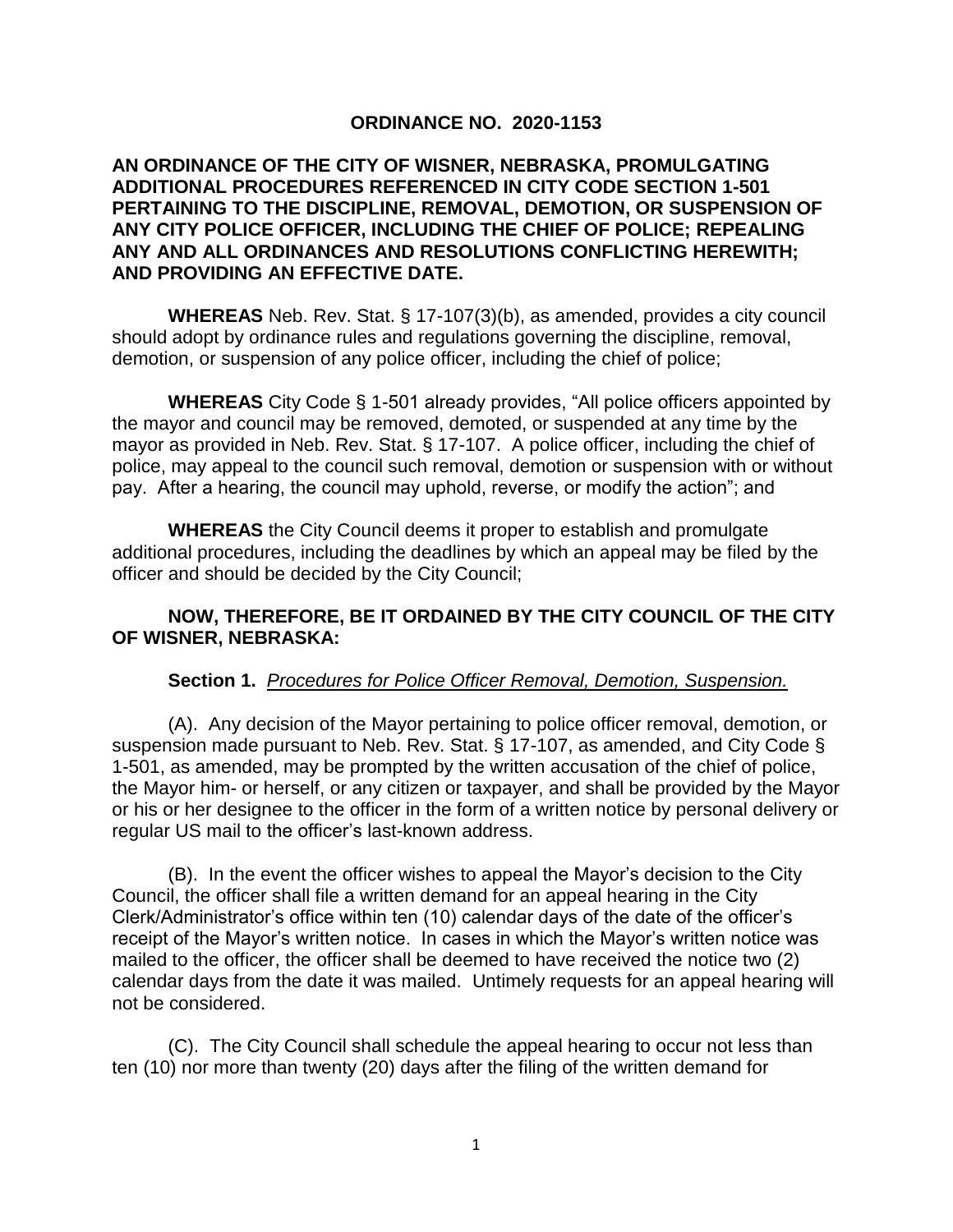# ORDINANCE NO. 2020-1153

**AN ORDINANCE OF THE CITY OF WISNER, NEBRASKA, PROMULGATING ADDITIONAL PROCEDURES REFERENCED IN CITY CODE SECTION 1-501 PERTAINING TO THE DISCIPLINE, REMOVAL, DEMOTION, OR SUSPENSION OF ANY CITY POLICE OFFICER, INCLUDING THE CHIEF OF POLICE; REPEALING ANY AND ALL ORDINANCES AND RESOLUTIONS CONFLICTING HEREWITH; AND PROVIDING AN EFFECTIVE DATE.**

**WHEREAS** Neb. Rev. Stat. § 17-107(3)(b), as amended, provides a city council should adopt by ordinance rules and regulations governing the discipline, removal, demotion, or suspension of any police officer, including the chief of police;

**WHEREAS** City Code § 1-501 already provides, "All police officers appointed by the mayor and council may be removed, demoted, or suspended at any time by the mayor as provided in Neb. Rev. Stat. § 17-107. A police officer, including the chief of police, may appeal to the council such removal, demotion or suspension with or without pay. After a hearing, the council may uphold, reverse, or modify the action"; and

**WHEREAS** the City Council deems it proper to establish and promulgate additional procedures, including the deadlines by which an appeal may be filed by the officer and should be decided by the City Council;

**NOW, THEREFORE, BE IT ORDAINED BY THE CITY COUNCIL OF THE CITY OF WISNER, NEBRASKA:**

**Section 1.** *Procedures for Police Officer Removal, Demotion, Suspension.*

(A). Any decision of the Mayor pertaining to police officer removal, demotion, or suspension made pursuant to Neb. Rev. Stat. § 17-107, as amended, and City Code § 1-501, as amended, may be prompted by the written accusation of the chief of police, the Mayor him- or herself, or any citizen or taxpayer, and shall be provided by the Mayor or his or her designee to the officer in the form of a written notice by personal delivery or regular US mail to the officer's last-known address.

(B). In the event the officer wishes to appeal the Mayor's decision to the City Council, the officer shall file a written demand for an appeal hearing in the City Clerk/Administrator's office within ten (10) calendar days of the date of the officer's receipt of the Mayor's written notice. In cases in which the Mayor's written notice was mailed to the officer, the officer shall be deemed to have received the notice two (2) calendar days from the date it was mailed. Untimely requests for an appeal hearing will not be considered.

(C). The City Council shall schedule the appeal hearing to occur not less than ten (10) nor more than twenty (20) days after the filing of the written demand for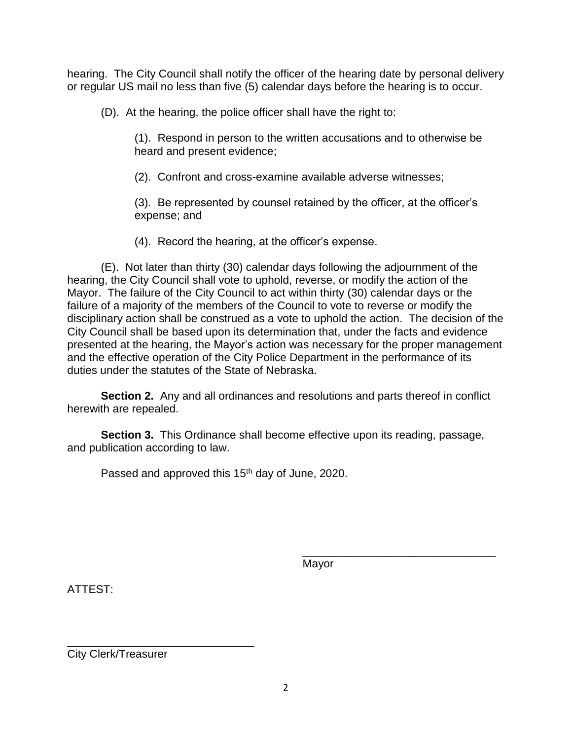hearing. The City Council shall notify the officer of the hearing date by personal delivery or regular US mail no less than five (5) calendar days before the hearing is to occur.

(D). At the hearing, the police officer shall have the right to:

(1). Respond in person to the written accusations and to otherwise be heard and present evidence;

(2). Confront and cross-examine available adverse witnesses;

(3). Be represented by counsel retained by the officer, at the officer's expense; and

(4). Record the hearing, at the officer's expense.

(E). Not later than thirty (30) calendar days following the adjournment of the hearing, the City Council shall vote to uphold, reverse, or modify the action of the Mayor. The failure of the City Council to act within thirty (30) calendar days or the failure of a majority of the members of the Council to vote to reverse or modify the disciplinary action shall be construed as a vote to uphold the action. The decision of the City Council shall be based upon its determination that, under the facts and evidence presented at the hearing, the Mayor's action was necessary for the proper management and the effective operation of the City Police Department in the performance of its duties under the statutes of the State of Nebraska.

**Section 2.** Any and all ordinances and resolutions and parts thereof in conflict herewith are repealed.

**Section 3.** This Ordinance shall become effective upon its reading, passage, and publication according to law.

Passed and approved this 15th day of June, 2020.

_______________________________
Mayor

ATTEST:

_______________________________
City Clerk/Treasurer